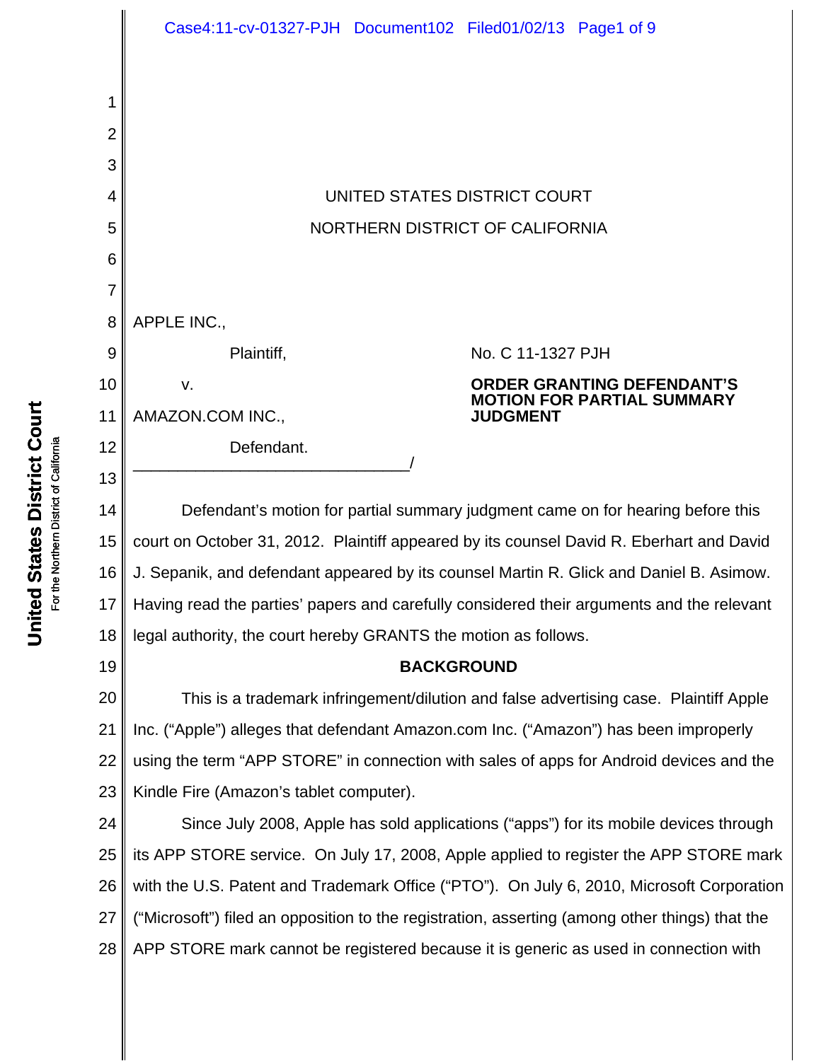UNITED STATES DISTRICT COURT

NORTHERN DISTRICT OF CALIFORNIA

APPLE INC.,

Plaintiff,

v.

AMAZON.COM INC.,

Defendant.

_______________________________/

No. C 11-1327 PJH

**ORDER GRANTING DEFENDANT'S MOTION FOR PARTIAL SUMMARY JUDGMENT**

Defendant's motion for partial summary judgment came on for hearing before this court on October 31, 2012. Plaintiff appeared by its counsel David R. Eberhart and David J. Sepanik, and defendant appeared by its counsel Martin R. Glick and Daniel B. Asimow. Having read the parties' papers and carefully considered their arguments and the relevant legal authority, the court hereby GRANTS the motion as follows.

## BACKGROUND

This is a trademark infringement/dilution and false advertising case. Plaintiff Apple Inc. ("Apple") alleges that defendant Amazon.com Inc. ("Amazon") has been improperly using the term "APP STORE" in connection with sales of apps for Android devices and the Kindle Fire (Amazon's tablet computer).

Since July 2008, Apple has sold applications ("apps") for its mobile devices through its APP STORE service. On July 17, 2008, Apple applied to register the APP STORE mark with the U.S. Patent and Trademark Office ("PTO"). On July 6, 2010, Microsoft Corporation ("Microsoft") filed an opposition to the registration, asserting (among other things) that the APP STORE mark cannot be registered because it is generic as used in connection with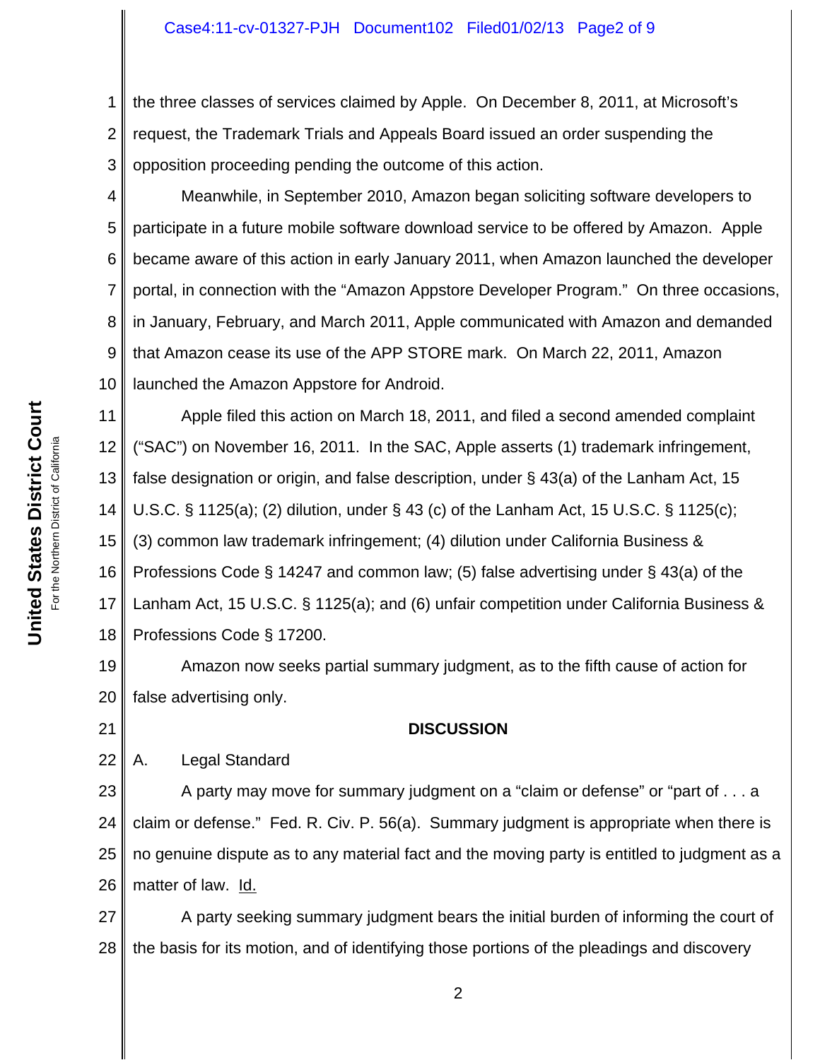the three classes of services claimed by Apple. On December 8, 2011, at Microsoft's request, the Trademark Trials and Appeals Board issued an order suspending the opposition proceeding pending the outcome of this action.

Meanwhile, in September 2010, Amazon began soliciting software developers to participate in a future mobile software download service to be offered by Amazon. Apple became aware of this action in early January 2011, when Amazon launched the developer portal, in connection with the "Amazon Appstore Developer Program." On three occasions, in January, February, and March 2011, Apple communicated with Amazon and demanded that Amazon cease its use of the APP STORE mark. On March 22, 2011, Amazon launched the Amazon Appstore for Android.

Apple filed this action on March 18, 2011, and filed a second amended complaint ("SAC") on November 16, 2011. In the SAC, Apple asserts (1) trademark infringement, false designation or origin, and false description, under § 43(a) of the Lanham Act, 15 U.S.C. § 1125(a); (2) dilution, under § 43 (c) of the Lanham Act, 15 U.S.C. § 1125(c); (3) common law trademark infringement; (4) dilution under California Business & Professions Code § 14247 and common law; (5) false advertising under § 43(a) of the Lanham Act, 15 U.S.C. § 1125(a); and (6) unfair competition under California Business & Professions Code § 17200.

Amazon now seeks partial summary judgment, as to the fifth cause of action for false advertising only.

## DISCUSSION

### A. Legal Standard

A party may move for summary judgment on a "claim or defense" or "part of . . . a claim or defense." Fed. R. Civ. P. 56(a). Summary judgment is appropriate when there is no genuine dispute as to any material fact and the moving party is entitled to judgment as a matter of law. Id.

A party seeking summary judgment bears the initial burden of informing the court of the basis for its motion, and of identifying those portions of the pleadings and discovery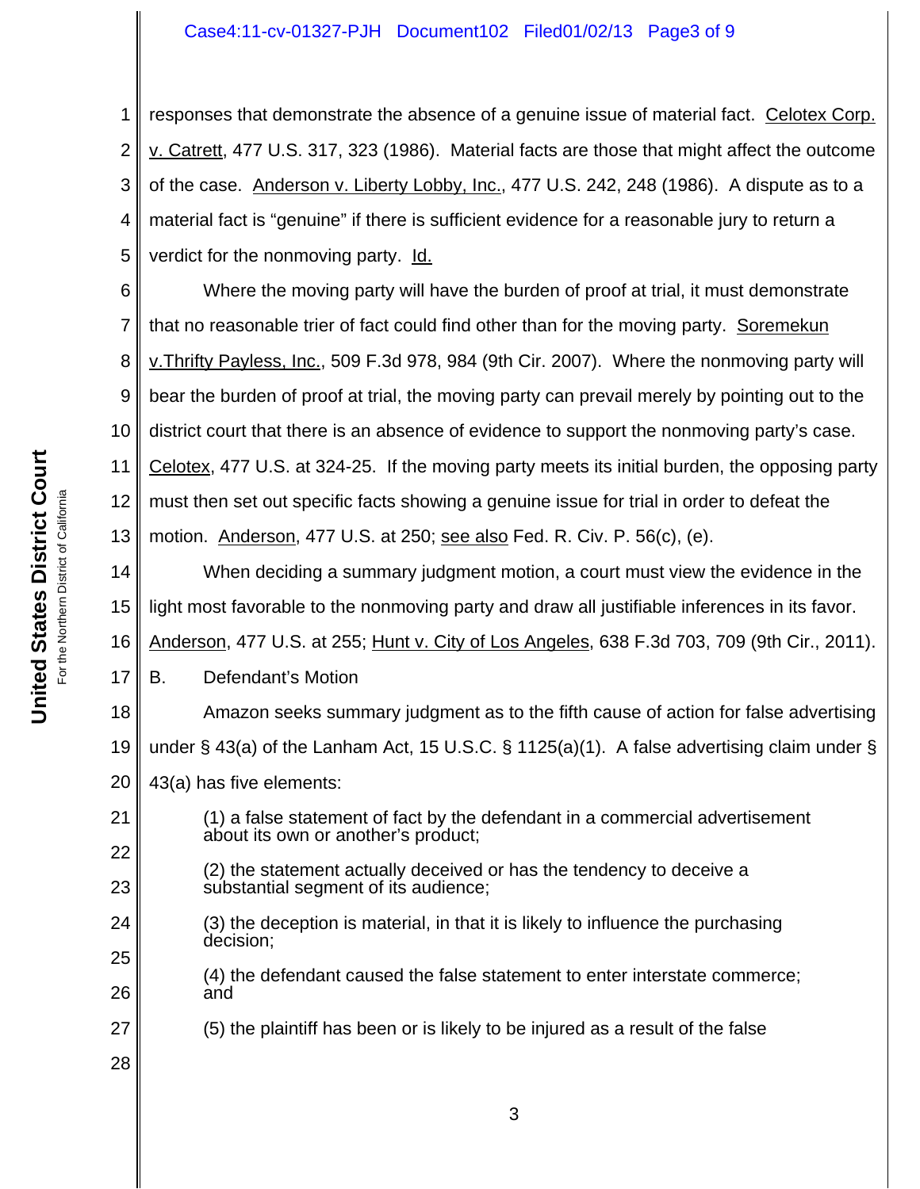responses that demonstrate the absence of a genuine issue of material fact. Celotex Corp. v. Catrett, 477 U.S. 317, 323 (1986). Material facts are those that might affect the outcome of the case. Anderson v. Liberty Lobby, Inc., 477 U.S. 242, 248 (1986). A dispute as to a material fact is "genuine" if there is sufficient evidence for a reasonable jury to return a verdict for the nonmoving party. Id.

Where the moving party will have the burden of proof at trial, it must demonstrate that no reasonable trier of fact could find other than for the moving party. Soremekun v.Thrifty Payless, Inc., 509 F.3d 978, 984 (9th Cir. 2007). Where the nonmoving party will bear the burden of proof at trial, the moving party can prevail merely by pointing out to the district court that there is an absence of evidence to support the nonmoving party's case. Celotex, 477 U.S. at 324-25. If the moving party meets its initial burden, the opposing party must then set out specific facts showing a genuine issue for trial in order to defeat the motion. Anderson, 477 U.S. at 250; see also Fed. R. Civ. P. 56(c), (e).

When deciding a summary judgment motion, a court must view the evidence in the light most favorable to the nonmoving party and draw all justifiable inferences in its favor. Anderson, 477 U.S. at 255; Hunt v. City of Los Angeles, 638 F.3d 703, 709 (9th Cir., 2011).

B. Defendant's Motion

Amazon seeks summary judgment as to the fifth cause of action for false advertising under § 43(a) of the Lanham Act, 15 U.S.C. § 1125(a)(1). A false advertising claim under § 43(a) has five elements:

> (1) a false statement of fact by the defendant in a commercial advertisement about its own or another's product;
>
> (2) the statement actually deceived or has the tendency to deceive a substantial segment of its audience;
>
> (3) the deception is material, in that it is likely to influence the purchasing decision;
>
> (4) the defendant caused the false statement to enter interstate commerce; and
>
> (5) the plaintiff has been or is likely to be injured as a result of the false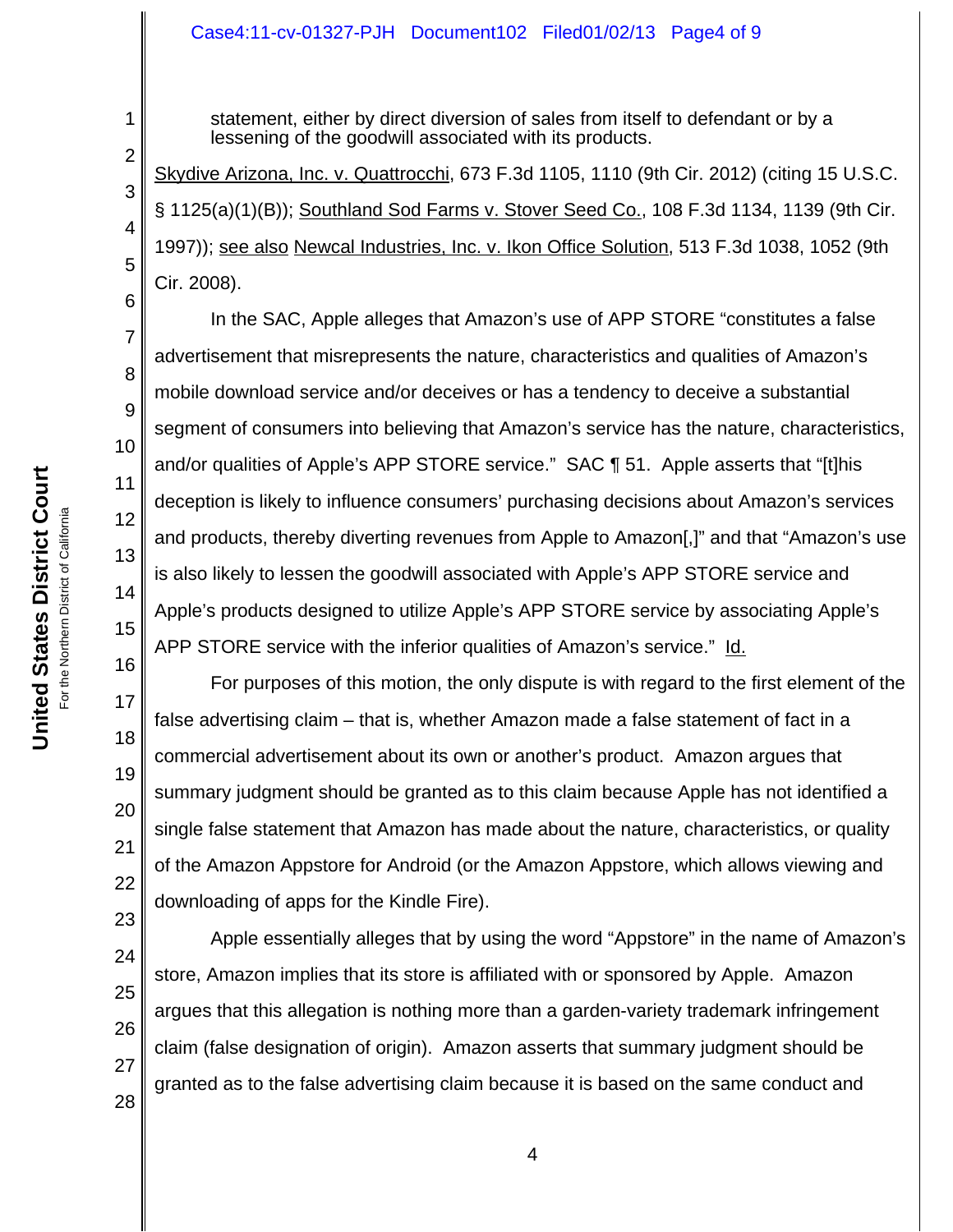statement, either by direct diversion of sales from itself to defendant or by a lessening of the goodwill associated with its products.

Skydive Arizona, Inc. v. Quattrocchi, 673 F.3d 1105, 1110 (9th Cir. 2012) (citing 15 U.S.C. § 1125(a)(1)(B)); Southland Sod Farms v. Stover Seed Co., 108 F.3d 1134, 1139 (9th Cir. 1997)); see also Newcal Industries, Inc. v. Ikon Office Solution, 513 F.3d 1038, 1052 (9th Cir. 2008).

In the SAC, Apple alleges that Amazon's use of APP STORE "constitutes a false advertisement that misrepresents the nature, characteristics and qualities of Amazon's mobile download service and/or deceives or has a tendency to deceive a substantial segment of consumers into believing that Amazon's service has the nature, characteristics, and/or qualities of Apple's APP STORE service." SAC ¶ 51. Apple asserts that "[t]his deception is likely to influence consumers' purchasing decisions about Amazon's services and products, thereby diverting revenues from Apple to Amazon[,]" and that "Amazon's use is also likely to lessen the goodwill associated with Apple's APP STORE service and Apple's products designed to utilize Apple's APP STORE service by associating Apple's APP STORE service with the inferior qualities of Amazon's service." Id.

For purposes of this motion, the only dispute is with regard to the first element of the false advertising claim – that is, whether Amazon made a false statement of fact in a commercial advertisement about its own or another's product. Amazon argues that summary judgment should be granted as to this claim because Apple has not identified a single false statement that Amazon has made about the nature, characteristics, or quality of the Amazon Appstore for Android (or the Amazon Appstore, which allows viewing and downloading of apps for the Kindle Fire).

Apple essentially alleges that by using the word "Appstore" in the name of Amazon's store, Amazon implies that its store is affiliated with or sponsored by Apple. Amazon argues that this allegation is nothing more than a garden-variety trademark infringement claim (false designation of origin). Amazon asserts that summary judgment should be granted as to the false advertising claim because it is based on the same conduct and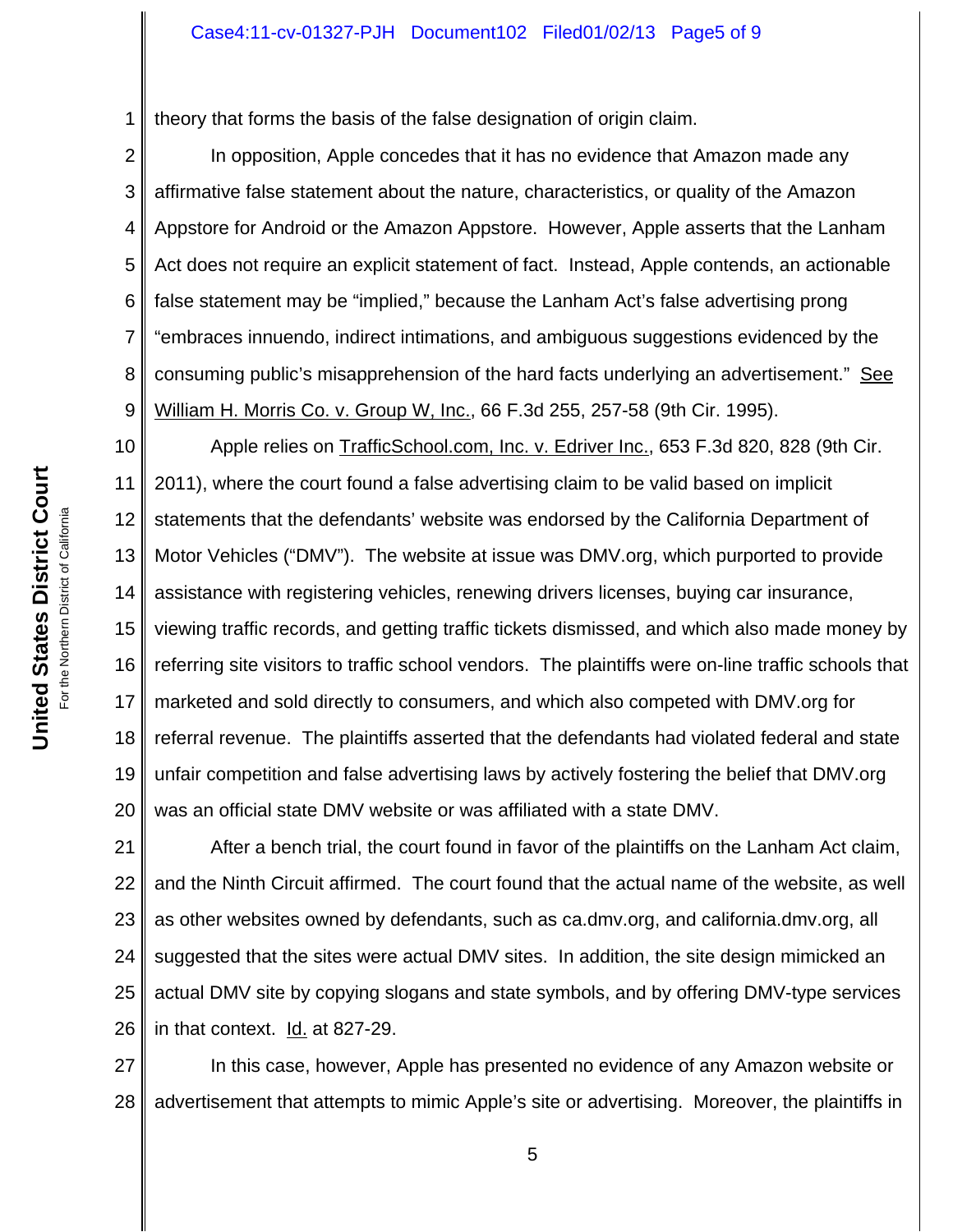theory that forms the basis of the false designation of origin claim.

In opposition, Apple concedes that it has no evidence that Amazon made any affirmative false statement about the nature, characteristics, or quality of the Amazon Appstore for Android or the Amazon Appstore. However, Apple asserts that the Lanham Act does not require an explicit statement of fact. Instead, Apple contends, an actionable false statement may be "implied," because the Lanham Act's false advertising prong "embraces innuendo, indirect intimations, and ambiguous suggestions evidenced by the consuming public's misapprehension of the hard facts underlying an advertisement." See William H. Morris Co. v. Group W, Inc., 66 F.3d 255, 257-58 (9th Cir. 1995).

Apple relies on TrafficSchool.com, Inc. v. Edriver Inc., 653 F.3d 820, 828 (9th Cir. 2011), where the court found a false advertising claim to be valid based on implicit statements that the defendants' website was endorsed by the California Department of Motor Vehicles ("DMV"). The website at issue was DMV.org, which purported to provide assistance with registering vehicles, renewing drivers licenses, buying car insurance, viewing traffic records, and getting traffic tickets dismissed, and which also made money by referring site visitors to traffic school vendors. The plaintiffs were on-line traffic schools that marketed and sold directly to consumers, and which also competed with DMV.org for referral revenue. The plaintiffs asserted that the defendants had violated federal and state unfair competition and false advertising laws by actively fostering the belief that DMV.org was an official state DMV website or was affiliated with a state DMV.

After a bench trial, the court found in favor of the plaintiffs on the Lanham Act claim, and the Ninth Circuit affirmed. The court found that the actual name of the website, as well as other websites owned by defendants, such as ca.dmv.org, and california.dmv.org, all suggested that the sites were actual DMV sites. In addition, the site design mimicked an actual DMV site by copying slogans and state symbols, and by offering DMV-type services in that context. Id. at 827-29.

In this case, however, Apple has presented no evidence of any Amazon website or advertisement that attempts to mimic Apple's site or advertising. Moreover, the plaintiffs in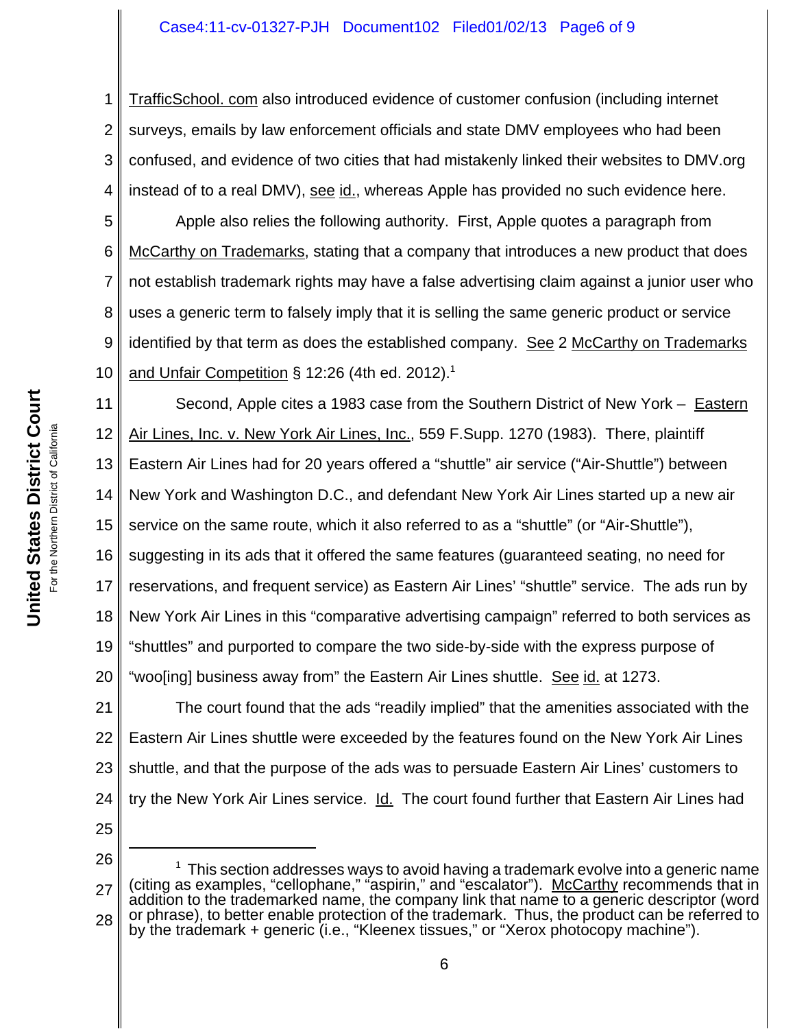TrafficSchool. com also introduced evidence of customer confusion (including internet surveys, emails by law enforcement officials and state DMV employees who had been confused, and evidence of two cities that had mistakenly linked their websites to DMV.org instead of to a real DMV), see id., whereas Apple has provided no such evidence here.

Apple also relies the following authority. First, Apple quotes a paragraph from McCarthy on Trademarks, stating that a company that introduces a new product that does not establish trademark rights may have a false advertising claim against a junior user who uses a generic term to falsely imply that it is selling the same generic product or service identified by that term as does the established company. See 2 McCarthy on Trademarks and Unfair Competition § 12:26 (4th ed. 2012).[1]

Second, Apple cites a 1983 case from the Southern District of New York – Eastern Air Lines, Inc. v. New York Air Lines, Inc., 559 F.Supp. 1270 (1983). There, plaintiff Eastern Air Lines had for 20 years offered a "shuttle" air service ("Air-Shuttle") between New York and Washington D.C., and defendant New York Air Lines started up a new air service on the same route, which it also referred to as a "shuttle" (or "Air-Shuttle"), suggesting in its ads that it offered the same features (guaranteed seating, no need for reservations, and frequent service) as Eastern Air Lines' "shuttle" service. The ads run by New York Air Lines in this "comparative advertising campaign" referred to both services as "shuttles" and purported to compare the two side-by-side with the express purpose of "woo[ing] business away from" the Eastern Air Lines shuttle. See id. at 1273.

The court found that the ads "readily implied" that the amenities associated with the Eastern Air Lines shuttle were exceeded by the features found on the New York Air Lines shuttle, and that the purpose of the ads was to persuade Eastern Air Lines' customers to try the New York Air Lines service. Id. The court found further that Eastern Air Lines had

---

[1] This section addresses ways to avoid having a trademark evolve into a generic name (citing as examples, "cellophane," "aspirin," and "escalator"). McCarthy recommends that in addition to the trademarked name, the company link that name to a generic descriptor (word or phrase), to better enable protection of the trademark. Thus, the product can be referred to by the trademark + generic (i.e., "Kleenex tissues," or "Xerox photocopy machine").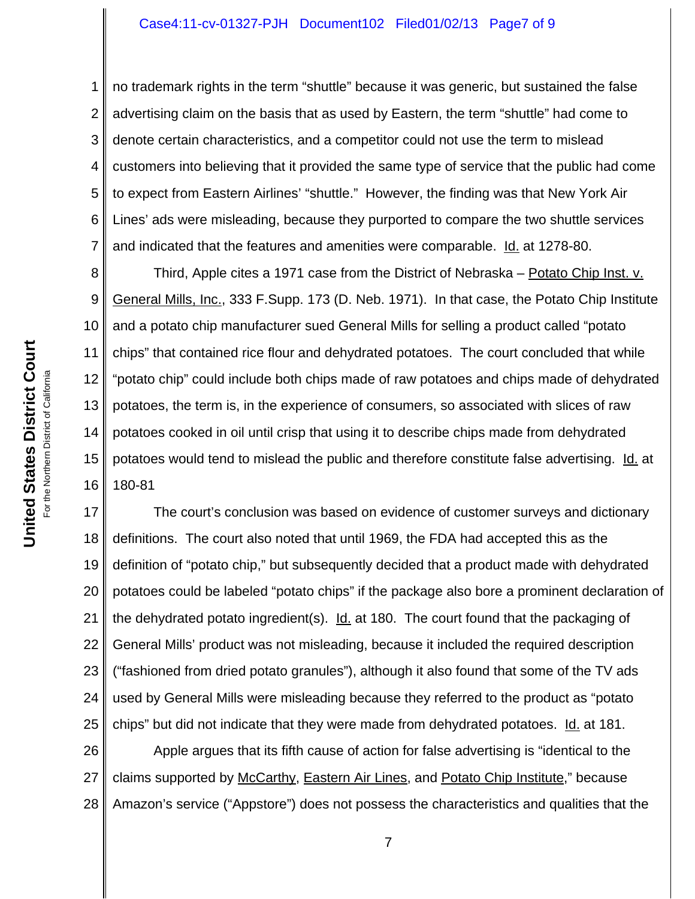no trademark rights in the term "shuttle" because it was generic, but sustained the false advertising claim on the basis that as used by Eastern, the term "shuttle" had come to denote certain characteristics, and a competitor could not use the term to mislead customers into believing that it provided the same type of service that the public had come to expect from Eastern Airlines' "shuttle." However, the finding was that New York Air Lines' ads were misleading, because they purported to compare the two shuttle services and indicated that the features and amenities were comparable. Id. at 1278-80.

Third, Apple cites a 1971 case from the District of Nebraska – Potato Chip Inst. v. General Mills, Inc., 333 F.Supp. 173 (D. Neb. 1971). In that case, the Potato Chip Institute and a potato chip manufacturer sued General Mills for selling a product called "potato chips" that contained rice flour and dehydrated potatoes. The court concluded that while "potato chip" could include both chips made of raw potatoes and chips made of dehydrated potatoes, the term is, in the experience of consumers, so associated with slices of raw potatoes cooked in oil until crisp that using it to describe chips made from dehydrated potatoes would tend to mislead the public and therefore constitute false advertising. Id. at 180-81

The court's conclusion was based on evidence of customer surveys and dictionary definitions. The court also noted that until 1969, the FDA had accepted this as the definition of "potato chip," but subsequently decided that a product made with dehydrated potatoes could be labeled "potato chips" if the package also bore a prominent declaration of the dehydrated potato ingredient(s). Id. at 180. The court found that the packaging of General Mills' product was not misleading, because it included the required description ("fashioned from dried potato granules"), although it also found that some of the TV ads used by General Mills were misleading because they referred to the product as "potato chips" but did not indicate that they were made from dehydrated potatoes. Id. at 181.

Apple argues that its fifth cause of action for false advertising is "identical to the claims supported by McCarthy, Eastern Air Lines, and Potato Chip Institute," because Amazon's service ("Appstore") does not possess the characteristics and qualities that the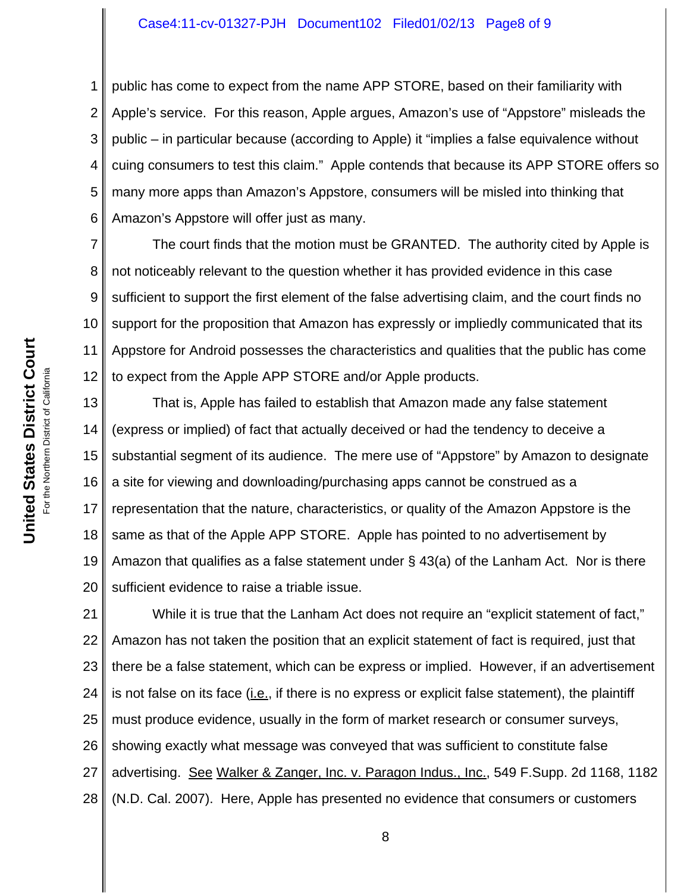public has come to expect from the name APP STORE, based on their familiarity with Apple's service. For this reason, Apple argues, Amazon's use of "Appstore" misleads the public – in particular because (according to Apple) it "implies a false equivalence without cuing consumers to test this claim." Apple contends that because its APP STORE offers so many more apps than Amazon's Appstore, consumers will be misled into thinking that Amazon's Appstore will offer just as many.

The court finds that the motion must be GRANTED. The authority cited by Apple is not noticeably relevant to the question whether it has provided evidence in this case sufficient to support the first element of the false advertising claim, and the court finds no support for the proposition that Amazon has expressly or impliedly communicated that its Appstore for Android possesses the characteristics and qualities that the public has come to expect from the Apple APP STORE and/or Apple products.

That is, Apple has failed to establish that Amazon made any false statement (express or implied) of fact that actually deceived or had the tendency to deceive a substantial segment of its audience. The mere use of "Appstore" by Amazon to designate a site for viewing and downloading/purchasing apps cannot be construed as a representation that the nature, characteristics, or quality of the Amazon Appstore is the same as that of the Apple APP STORE. Apple has pointed to no advertisement by Amazon that qualifies as a false statement under § 43(a) of the Lanham Act. Nor is there sufficient evidence to raise a triable issue.

While it is true that the Lanham Act does not require an "explicit statement of fact," Amazon has not taken the position that an explicit statement of fact is required, just that there be a false statement, which can be express or implied. However, if an advertisement is not false on its face (i.e., if there is no express or explicit false statement), the plaintiff must produce evidence, usually in the form of market research or consumer surveys, showing exactly what message was conveyed that was sufficient to constitute false advertising. See Walker & Zanger, Inc. v. Paragon Indus., Inc., 549 F.Supp. 2d 1168, 1182 (N.D. Cal. 2007). Here, Apple has presented no evidence that consumers or customers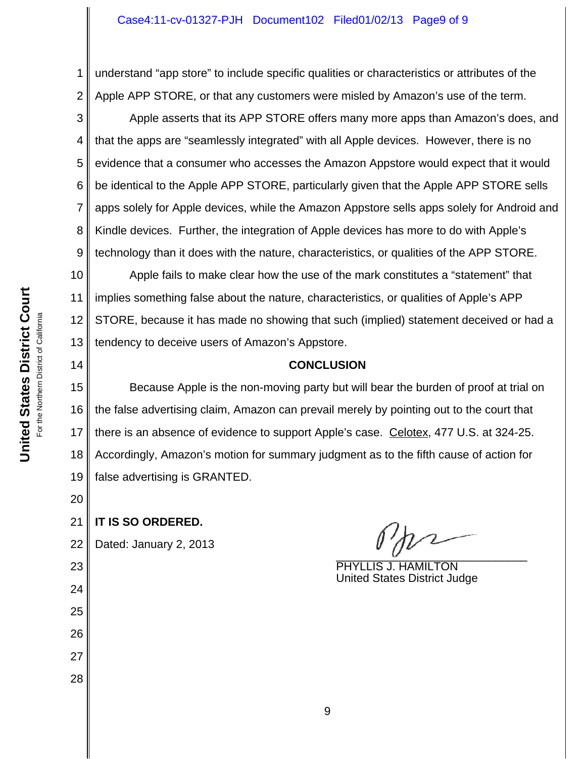understand "app store" to include specific qualities or characteristics or attributes of the Apple APP STORE, or that any customers were misled by Amazon's use of the term.

Apple asserts that its APP STORE offers many more apps than Amazon's does, and that the apps are "seamlessly integrated" with all Apple devices. However, there is no evidence that a consumer who accesses the Amazon Appstore would expect that it would be identical to the Apple APP STORE, particularly given that the Apple APP STORE sells apps solely for Apple devices, while the Amazon Appstore sells apps solely for Android and Kindle devices. Further, the integration of Apple devices has more to do with Apple's technology than it does with the nature, characteristics, or qualities of the APP STORE.

Apple fails to make clear how the use of the mark constitutes a "statement" that implies something false about the nature, characteristics, or qualities of Apple's APP STORE, because it has made no showing that such (implied) statement deceived or had a tendency to deceive users of Amazon's Appstore.

## CONCLUSION

Because Apple is the non-moving party but will bear the burden of proof at trial on the false advertising claim, Amazon can prevail merely by pointing out to the court that there is an absence of evidence to support Apple's case. Celotex, 477 U.S. at 324-25. Accordingly, Amazon's motion for summary judgment as to the fifth cause of action for false advertising is GRANTED.

**IT IS SO ORDERED.**

Dated: January 2, 2013

PHYLLIS J. HAMILTON
United States District Judge